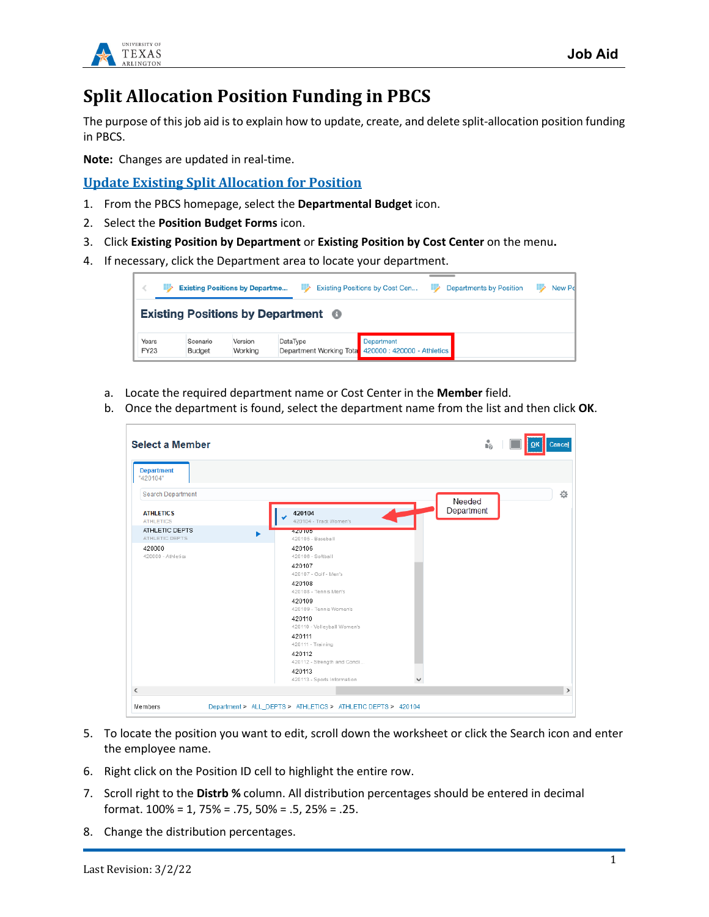# Split Allocation Position Funding in PBCS

The purpose of this job aid is to explain how to update, create, and delete split-allocation position funding in PBCS.

**Note:** Changes are updated in real-time.

## Update Existing Split Allocation for Position

1. From the PBCS homepage, select the **Departmental Budget** icon.
2. Select the **Position Budget Forms** icon.
3. Click **Existing Position by Department** or **Existing Position by Cost Center** on the menu**.**
4. If necessary, click the Department area to locate your department.

   a. Locate the required department name or Cost Center in the **Member** field.
   
   b. Once the department is found, select the department name from the list and then click **OK**.

5. To locate the position you want to edit, scroll down the worksheet or click the Search icon and enter the employee name.
6. Right click on the Position ID cell to highlight the entire row.
7. Scroll right to the **Distrb %** column. All distribution percentages should be entered in decimal format. 100% = 1, 75% = .75, 50% = .5, 25% = .25.
8. Change the distribution percentages.

Last Revision: 3/2/22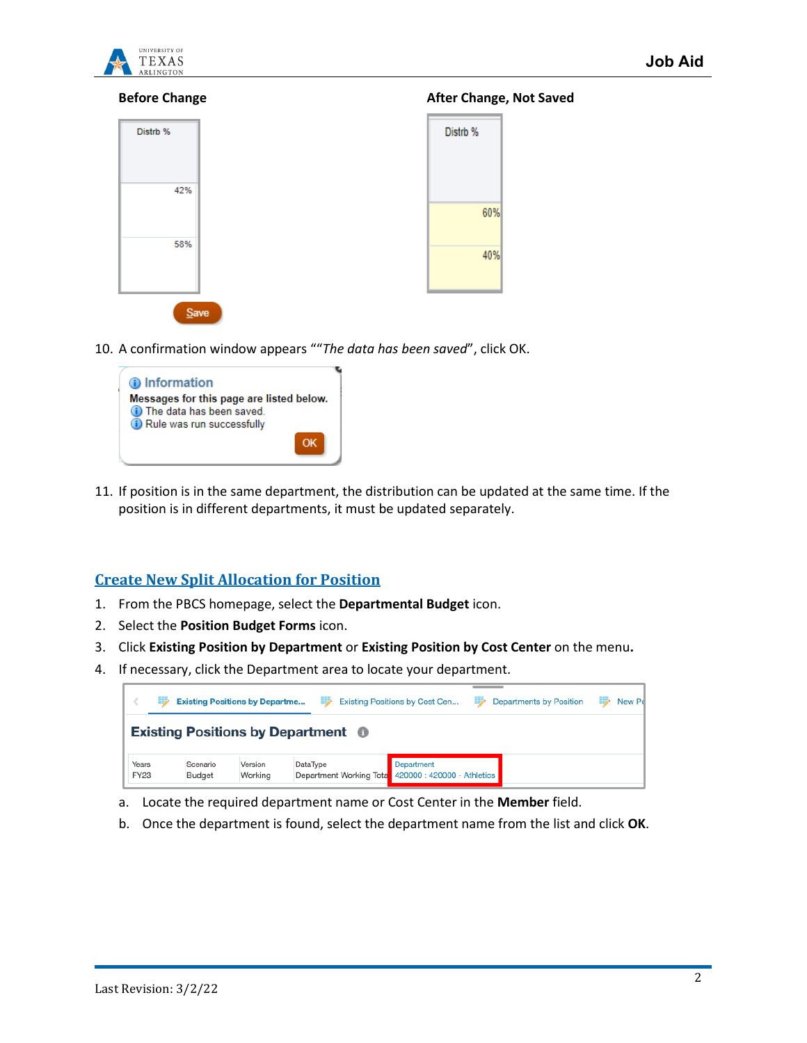**Before Change**

**After Change, Not Saved**

10. A confirmation window appears ""*The data has been saved*", click OK.

11. If position is in the same department, the distribution can be updated at the same time. If the position is in different departments, it must be updated separately.

## Create New Split Allocation for Position

1. From the PBCS homepage, select the **Departmental Budget** icon.
2. Select the **Position Budget Forms** icon.
3. Click **Existing Position by Department** or **Existing Position by Cost Center** on the menu**.**
4. If necessary, click the Department area to locate your department.

   a. Locate the required department name or Cost Center in the **Member** field.

   b. Once the department is found, select the department name from the list and click **OK**.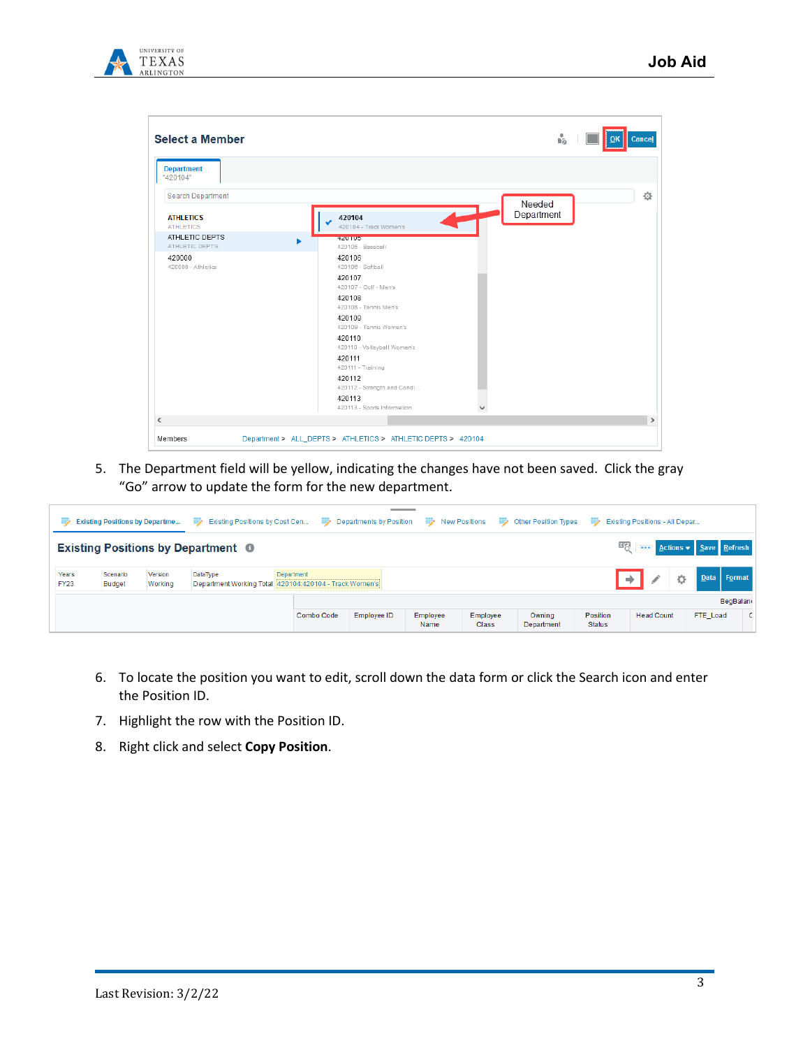5. The Department field will be yellow, indicating the changes have not been saved. Click the gray "Go" arrow to update the form for the new department.

6. To locate the position you want to edit, scroll down the data form or click the Search icon and enter the Position ID.
7. Highlight the row with the Position ID.
8. Right click and select **Copy Position**.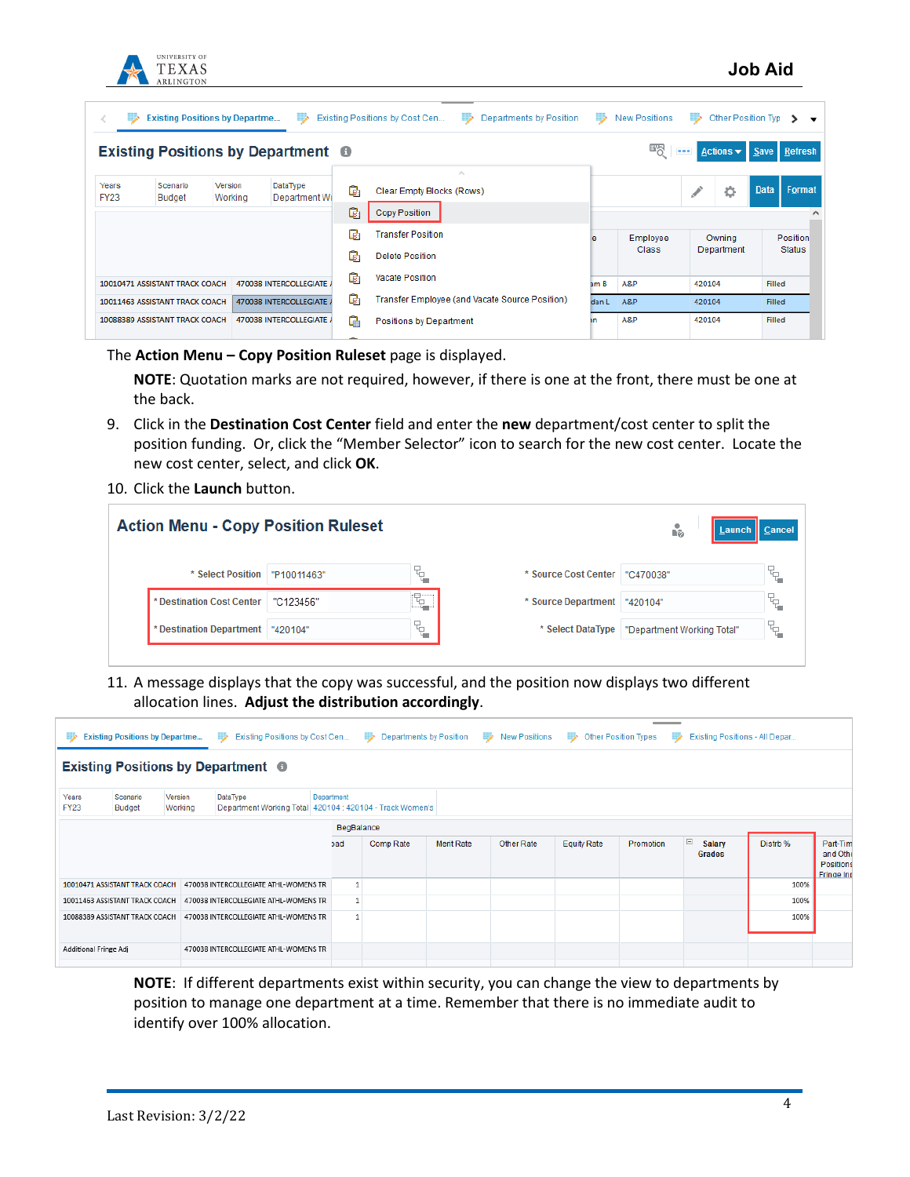The **Action Menu – Copy Position Ruleset** page is displayed.

**NOTE**: Quotation marks are not required, however, if there is one at the front, there must be one at the back.

9. Click in the **Destination Cost Center** field and enter the **new** department/cost center to split the position funding. Or, click the "Member Selector" icon to search for the new cost center. Locate the new cost center, select, and click **OK**.
10. Click the **Launch** button.
11. A message displays that the copy was successful, and the position now displays two different allocation lines. **Adjust the distribution accordingly**.

**NOTE**: If different departments exist within security, you can change the view to departments by position to manage one department at a time. Remember that there is no immediate audit to identify over 100% allocation.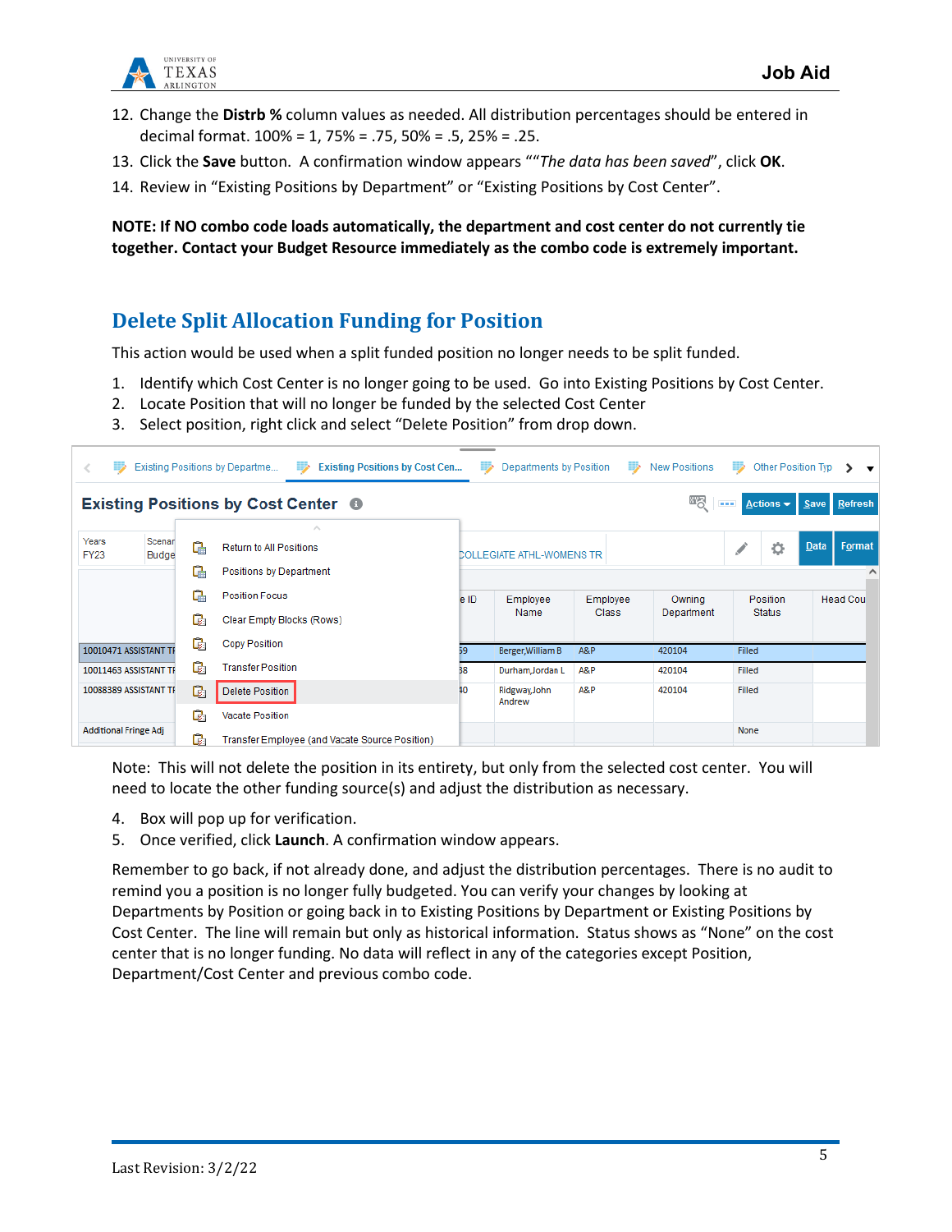12. Change the **Distrb %** column values as needed. All distribution percentages should be entered in decimal format. 100% = 1, 75% = .75, 50% = .5, 25% = .25.
13. Click the **Save** button. A confirmation window appears "*"The data has been saved*", click **OK**.
14. Review in "Existing Positions by Department" or "Existing Positions by Cost Center".

**NOTE: If NO combo code loads automatically, the department and cost center do not currently tie together. Contact your Budget Resource immediately as the combo code is extremely important.**

## Delete Split Allocation Funding for Position

This action would be used when a split funded position no longer needs to be split funded.

1. Identify which Cost Center is no longer going to be used. Go into Existing Positions by Cost Center.
2. Locate Position that will no longer be funded by the selected Cost Center
3. Select position, right click and select "Delete Position" from drop down.

Note: This will not delete the position in its entirety, but only from the selected cost center. You will need to locate the other funding source(s) and adjust the distribution as necessary.

4. Box will pop up for verification.
5. Once verified, click **Launch**. A confirmation window appears.

Remember to go back, if not already done, and adjust the distribution percentages. There is no audit to remind you a position is no longer fully budgeted. You can verify your changes by looking at Departments by Position or going back in to Existing Positions by Department or Existing Positions by Cost Center. The line will remain but only as historical information. Status shows as "None" on the cost center that is no longer funding. No data will reflect in any of the categories except Position, Department/Cost Center and previous combo code.